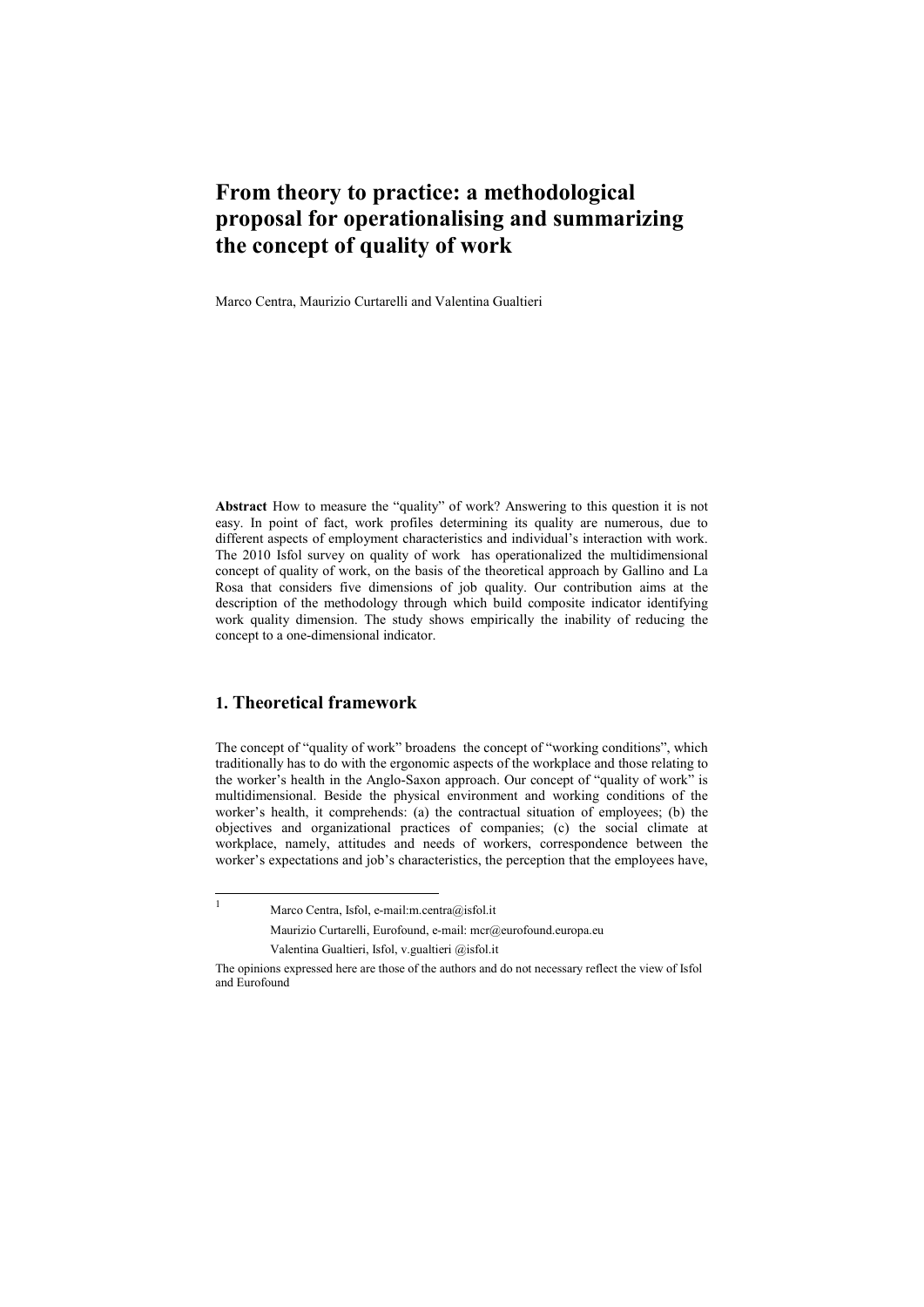# From theory to practice: a methodological proposal for operationalising and summarizing the concept of quality of work

Marco Centra, Maurizio Curtarelli and Valentina Gualtieri

**Abstract** How to measure the "quality" of work? Answering to this question it is not easy. In point of fact, work profiles determining its quality are numerous, due to different aspects of employment characteristics and individual's interaction with work. The 2010 Isfol survey on quality of work has operationalized the multidimensional concept of quality of work, on the basis of the theoretical approach by Gallino and La Rosa that considers five dimensions of job quality. Our contribution aims at the description of the methodology through which build composite indicator identifying work quality dimension. The study shows empirically the inability of reducing the concept to a one-dimensional indicator.

## 1. Theoretical framework

The concept of "quality of work" broadens the concept of "working conditions", which traditionally has to do with the ergonomic aspects of the workplace and those relating to the worker's health in the Anglo-Saxon approach. Our concept of "quality of work" is multidimensional. Beside the physical environment and working conditions of the worker's health, it comprehends: (a) the contractual situation of employees; (b) the objectives and organizational practices of companies; (c) the social climate at workplace, namely, attitudes and needs of workers, correspondence between the worker's expectations and job's characteristics, the perception that the employees have,

---

[1] Marco Centra, Isfol, e-mail:m.centra@isfol.it

Maurizio Curtarelli, Eurofound, e-mail: mcr@eurofound.europa.eu

Valentina Gualtieri, Isfol, v.gualtieri @isfol.it

The opinions expressed here are those of the authors and do not necessary reflect the view of Isfol and Eurofound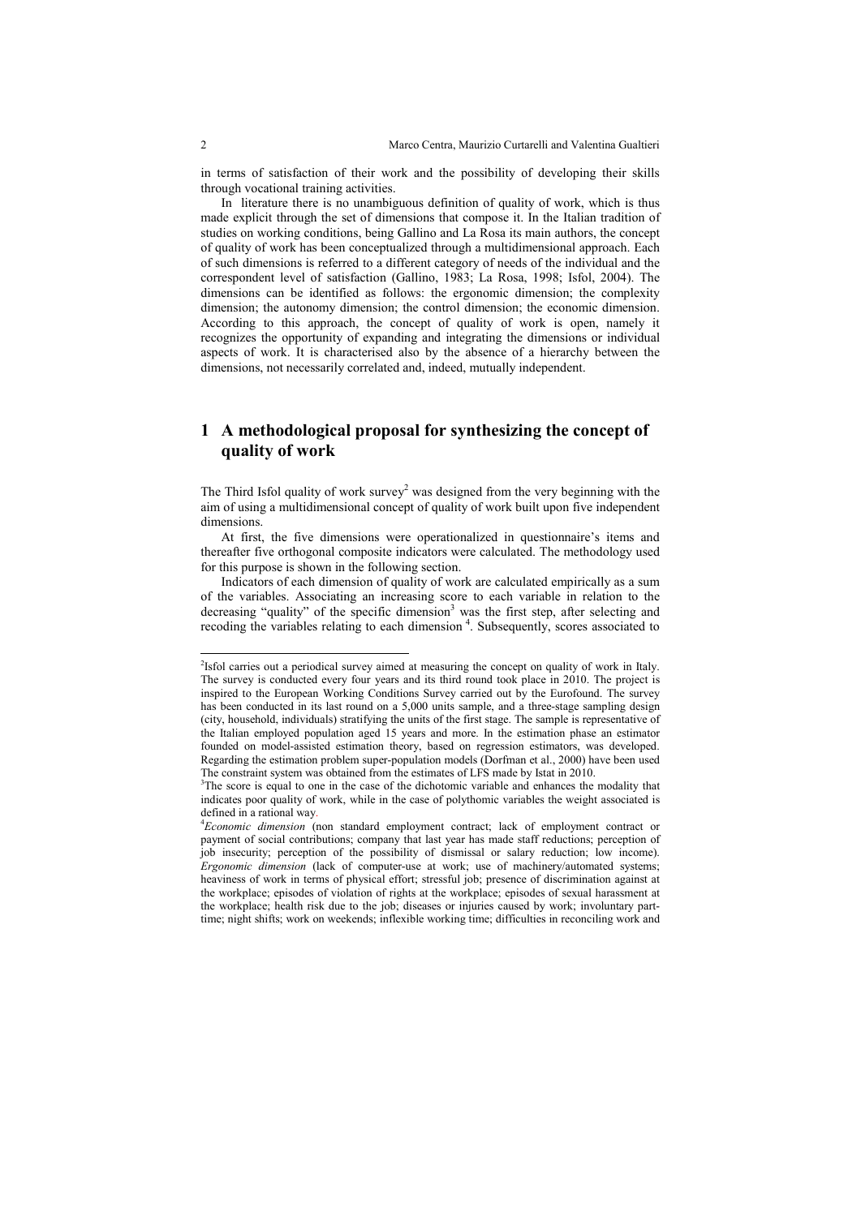in terms of satisfaction of their work and the possibility of developing their skills through vocational training activities.

In literature there is no unambiguous definition of quality of work, which is thus made explicit through the set of dimensions that compose it. In the Italian tradition of studies on working conditions, being Gallino and La Rosa its main authors, the concept of quality of work has been conceptualized through a multidimensional approach. Each of such dimensions is referred to a different category of needs of the individual and the correspondent level of satisfaction (Gallino, 1983; La Rosa, 1998; Isfol, 2004). The dimensions can be identified as follows: the ergonomic dimension; the complexity dimension; the autonomy dimension; the control dimension; the economic dimension. According to this approach, the concept of quality of work is open, namely it recognizes the opportunity of expanding and integrating the dimensions or individual aspects of work. It is characterised also by the absence of a hierarchy between the dimensions, not necessarily correlated and, indeed, mutually independent.

# 1 A methodological proposal for synthesizing the concept of quality of work

The Third Isfol quality of work survey[2] was designed from the very beginning with the aim of using a multidimensional concept of quality of work built upon five independent dimensions.

At first, the five dimensions were operationalized in questionnaire's items and thereafter five orthogonal composite indicators were calculated. The methodology used for this purpose is shown in the following section.

Indicators of each dimension of quality of work are calculated empirically as a sum of the variables. Associating an increasing score to each variable in relation to the decreasing "quality" of the specific dimension[3] was the first step, after selecting and recoding the variables relating to each dimension [4]. Subsequently, scores associated to

---

[2]Isfol carries out a periodical survey aimed at measuring the concept on quality of work in Italy. The survey is conducted every four years and its third round took place in 2010. The project is inspired to the European Working Conditions Survey carried out by the Eurofound. The survey has been conducted in its last round on a 5,000 units sample, and a three-stage sampling design (city, household, individuals) stratifying the units of the first stage. The sample is representative of the Italian employed population aged 15 years and more. In the estimation phase an estimator founded on model-assisted estimation theory, based on regression estimators, was developed. Regarding the estimation problem super-population models (Dorfman et al., 2000) have been used The constraint system was obtained from the estimates of LFS made by Istat in 2010.

[3]The score is equal to one in the case of the dichotomic variable and enhances the modality that indicates poor quality of work, while in the case of polythomic variables the weight associated is defined in a rational way.

[4]*Economic dimension* (non standard employment contract; lack of employment contract or payment of social contributions; company that last year has made staff reductions; perception of job insecurity; perception of the possibility of dismissal or salary reduction; low income). *Ergonomic dimension* (lack of computer-use at work; use of machinery/automated systems; heaviness of work in terms of physical effort; stressful job; presence of discrimination against at the workplace; episodes of violation of rights at the workplace; episodes of sexual harassment at the workplace; health risk due to the job; diseases or injuries caused by work; involuntary part-time; night shifts; work on weekends; inflexible working time; difficulties in reconciling work and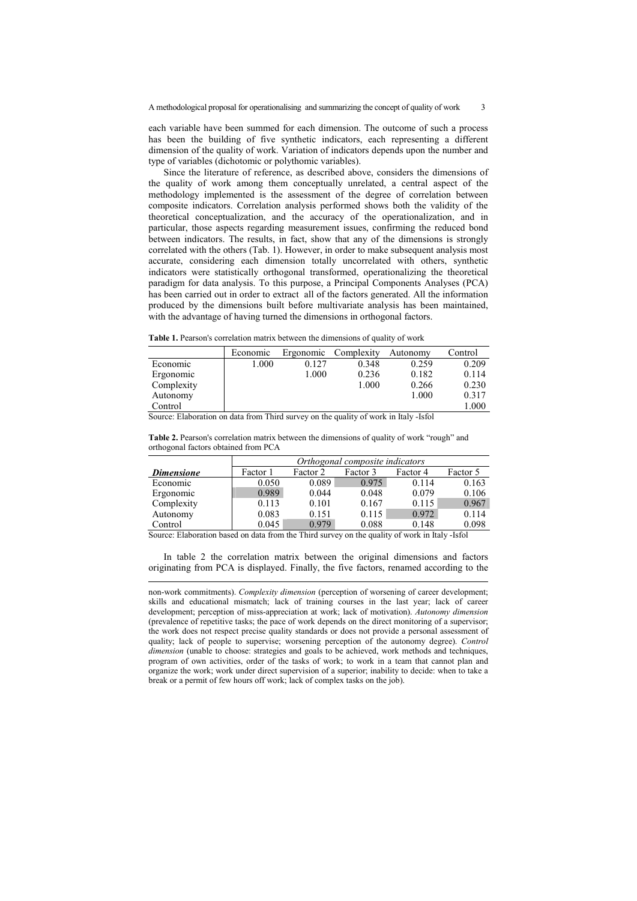each variable have been summed for each dimension. The outcome of such a process has been the building of five synthetic indicators, each representing a different dimension of the quality of work. Variation of indicators depends upon the number and type of variables (dichotomic or polythomic variables).

Since the literature of reference, as described above, considers the dimensions of the quality of work among them conceptually unrelated, a central aspect of the methodology implemented is the assessment of the degree of correlation between composite indicators. Correlation analysis performed shows both the validity of the theoretical conceptualization, and the accuracy of the operationalization, and in particular, those aspects regarding measurement issues, confirming the reduced bond between indicators. The results, in fact, show that any of the dimensions is strongly correlated with the others (Tab. 1). However, in order to make subsequent analysis most accurate, considering each dimension totally uncorrelated with others, synthetic indicators were statistically orthogonal transformed, operationalizing the theoretical paradigm for data analysis. To this purpose, a Principal Components Analyses (PCA) has been carried out in order to extract all of the factors generated. All the information produced by the dimensions built before multivariate analysis has been maintained, with the advantage of having turned the dimensions in orthogonal factors.

**Table 1.** Pearson's correlation matrix between the dimensions of quality of work

| | Economic | Ergonomic | Complexity | Autonomy | Control |
|---|---|---|---|---|---|
| Economic | 1.000 | 0.127 | 0.348 | 0.259 | 0.209 |
| Ergonomic | | 1.000 | 0.236 | 0.182 | 0.114 |
| Complexity | | | 1.000 | 0.266 | 0.230 |
| Autonomy | | | | 1.000 | 0.317 |
| Control | | | | | 1.000 |

Source: Elaboration on data from Third survey on the quality of work in Italy -Isfol

**Table 2.** Pearson's correlation matrix between the dimensions of quality of work "rough" and orthogonal factors obtained from PCA

| | *Orthogonal composite indicators* | | | | |
|---|---|---|---|---|---|
| ***Dimensione*** | Factor 1 | Factor 2 | Factor 3 | Factor 4 | Factor 5 |
| Economic | 0.050 | 0.089 | 0.975 | 0.114 | 0.163 |
| Ergonomic | 0.989 | 0.044 | 0.048 | 0.079 | 0.106 |
| Complexity | 0.113 | 0.101 | 0.167 | 0.115 | 0.967 |
| Autonomy | 0.083 | 0.151 | 0.115 | 0.972 | 0.114 |
| Control | 0.045 | 0.979 | 0.088 | 0.148 | 0.098 |

Source: Elaboration based on data from the Third survey on the quality of work in Italy -Isfol

In table 2 the correlation matrix between the original dimensions and factors originating from PCA is displayed. Finally, the five factors, renamed according to the

non-work commitments). *Complexity dimension* (perception of worsening of career development; skills and educational mismatch; lack of training courses in the last year; lack of career development; perception of miss-appreciation at work; lack of motivation). *Autonomy dimension* (prevalence of repetitive tasks; the pace of work depends on the direct monitoring of a supervisor; the work does not respect precise quality standards or does not provide a personal assessment of quality; lack of people to supervise; worsening perception of the autonomy degree). *Control dimension* (unable to choose: strategies and goals to be achieved, work methods and techniques, program of own activities, order of the tasks of work; to work in a team that cannot plan and organize the work; work under direct supervision of a superior; inability to decide: when to take a break or a permit of few hours off work; lack of complex tasks on the job).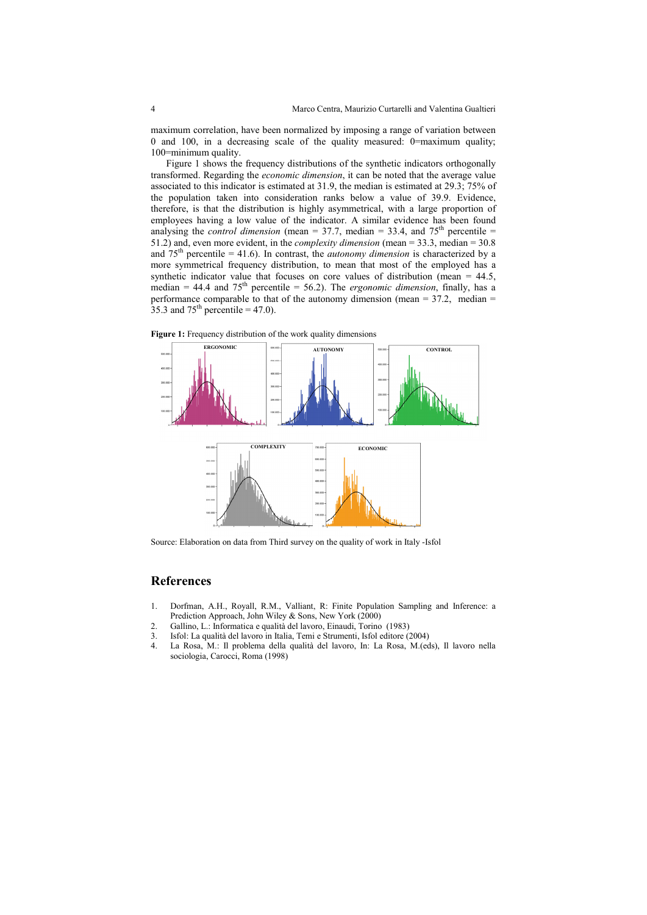maximum correlation, have been normalized by imposing a range of variation between 0 and 100, in a decreasing scale of the quality measured: 0=maximum quality; 100=minimum quality.

Figure 1 shows the frequency distributions of the synthetic indicators orthogonally transformed. Regarding the *economic dimension*, it can be noted that the average value associated to this indicator is estimated at 31.9, the median is estimated at 29.3; 75% of the population taken into consideration ranks below a value of 39.9. Evidence, therefore, is that the distribution is highly asymmetrical, with a large proportion of employees having a low value of the indicator. A similar evidence has been found analysing the *control dimension* (mean = 37.7, median = 33.4, and 75th percentile = 51.2) and, even more evident, in the *complexity dimension* (mean = 33.3, median = 30.8 and 75th percentile = 41.6). In contrast, the *autonomy dimension* is characterized by a more symmetrical frequency distribution, to mean that most of the employed has a synthetic indicator value that focuses on core values of distribution (mean = 44.5, median = 44.4 and 75th percentile = 56.2). The *ergonomic dimension*, finally, has a performance comparable to that of the autonomy dimension (mean = 37.2, median = 35.3 and 75th percentile = 47.0).

**Figure 1:** Frequency distribution of the work quality dimensions

ERGONOMIC

AUTONOMY

CONTROL

COMPLEXITY

ECONOMIC

Source: Elaboration on data from Third survey on the quality of work in Italy -Isfol

## References

1. Dorfman, A.H., Royall, R.M., Valliant, R: Finite Population Sampling and Inference: a Prediction Approach, John Wiley & Sons, New York (2000)
2. Gallino, L.: Informatica e qualità del lavoro, Einaudi, Torino (1983)
3. Isfol: La qualità del lavoro in Italia, Temi e Strumenti, Isfol editore (2004)
4. La Rosa, M.: Il problema della qualità del lavoro, In: La Rosa, M.(eds), Il lavoro nella sociologia, Carocci, Roma (1998)